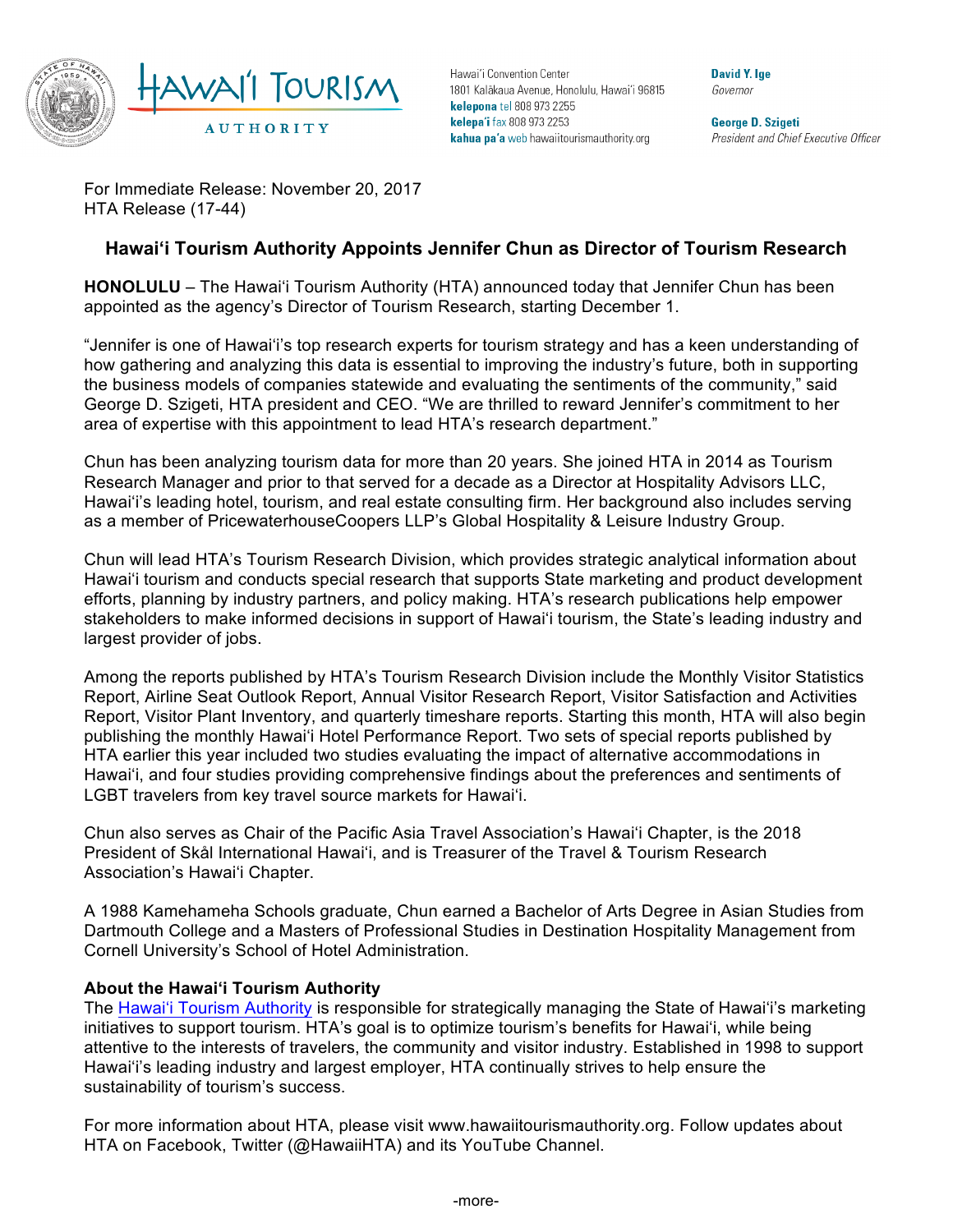Hawai'i Convention Center
1801 Kalākaua Avenue, Honolulu, Hawai'i 96815
**kelepona** tel 808 973 2255
**kelepa'i** fax 808 973 2253
**kahua pa'a** web hawaiitourismauthority.org

**David Y. Ige**
*Governor*

**George D. Szigeti**
*President and Chief Executive Officer*

For Immediate Release: November 20, 2017
HTA Release (17-44)

## Hawai'i Tourism Authority Appoints Jennifer Chun as Director of Tourism Research

**HONOLULU** – The Hawai'i Tourism Authority (HTA) announced today that Jennifer Chun has been appointed as the agency's Director of Tourism Research, starting December 1.

"Jennifer is one of Hawai'i's top research experts for tourism strategy and has a keen understanding of how gathering and analyzing this data is essential to improving the industry's future, both in supporting the business models of companies statewide and evaluating the sentiments of the community," said George D. Szigeti, HTA president and CEO. "We are thrilled to reward Jennifer's commitment to her area of expertise with this appointment to lead HTA's research department."

Chun has been analyzing tourism data for more than 20 years. She joined HTA in 2014 as Tourism Research Manager and prior to that served for a decade as a Director at Hospitality Advisors LLC, Hawai'i's leading hotel, tourism, and real estate consulting firm. Her background also includes serving as a member of PricewaterhouseCoopers LLP's Global Hospitality & Leisure Industry Group.

Chun will lead HTA's Tourism Research Division, which provides strategic analytical information about Hawai'i tourism and conducts special research that supports State marketing and product development efforts, planning by industry partners, and policy making. HTA's research publications help empower stakeholders to make informed decisions in support of Hawai'i tourism, the State's leading industry and largest provider of jobs.

Among the reports published by HTA's Tourism Research Division include the Monthly Visitor Statistics Report, Airline Seat Outlook Report, Annual Visitor Research Report, Visitor Satisfaction and Activities Report, Visitor Plant Inventory, and quarterly timeshare reports. Starting this month, HTA will also begin publishing the monthly Hawai'i Hotel Performance Report. Two sets of special reports published by HTA earlier this year included two studies evaluating the impact of alternative accommodations in Hawai'i, and four studies providing comprehensive findings about the preferences and sentiments of LGBT travelers from key travel source markets for Hawai'i.

Chun also serves as Chair of the Pacific Asia Travel Association's Hawai'i Chapter, is the 2018 President of Skål International Hawai'i, and is Treasurer of the Travel & Tourism Research Association's Hawai'i Chapter.

A 1988 Kamehameha Schools graduate, Chun earned a Bachelor of Arts Degree in Asian Studies from Dartmouth College and a Masters of Professional Studies in Destination Hospitality Management from Cornell University's School of Hotel Administration.

**About the Hawai'i Tourism Authority**
The Hawai'i Tourism Authority is responsible for strategically managing the State of Hawai'i's marketing initiatives to support tourism. HTA's goal is to optimize tourism's benefits for Hawai'i, while being attentive to the interests of travelers, the community and visitor industry. Established in 1998 to support Hawai'i's leading industry and largest employer, HTA continually strives to help ensure the sustainability of tourism's success.

For more information about HTA, please visit www.hawaiitourismauthority.org. Follow updates about HTA on Facebook, Twitter (@HawaiiHTA) and its YouTube Channel.

-more-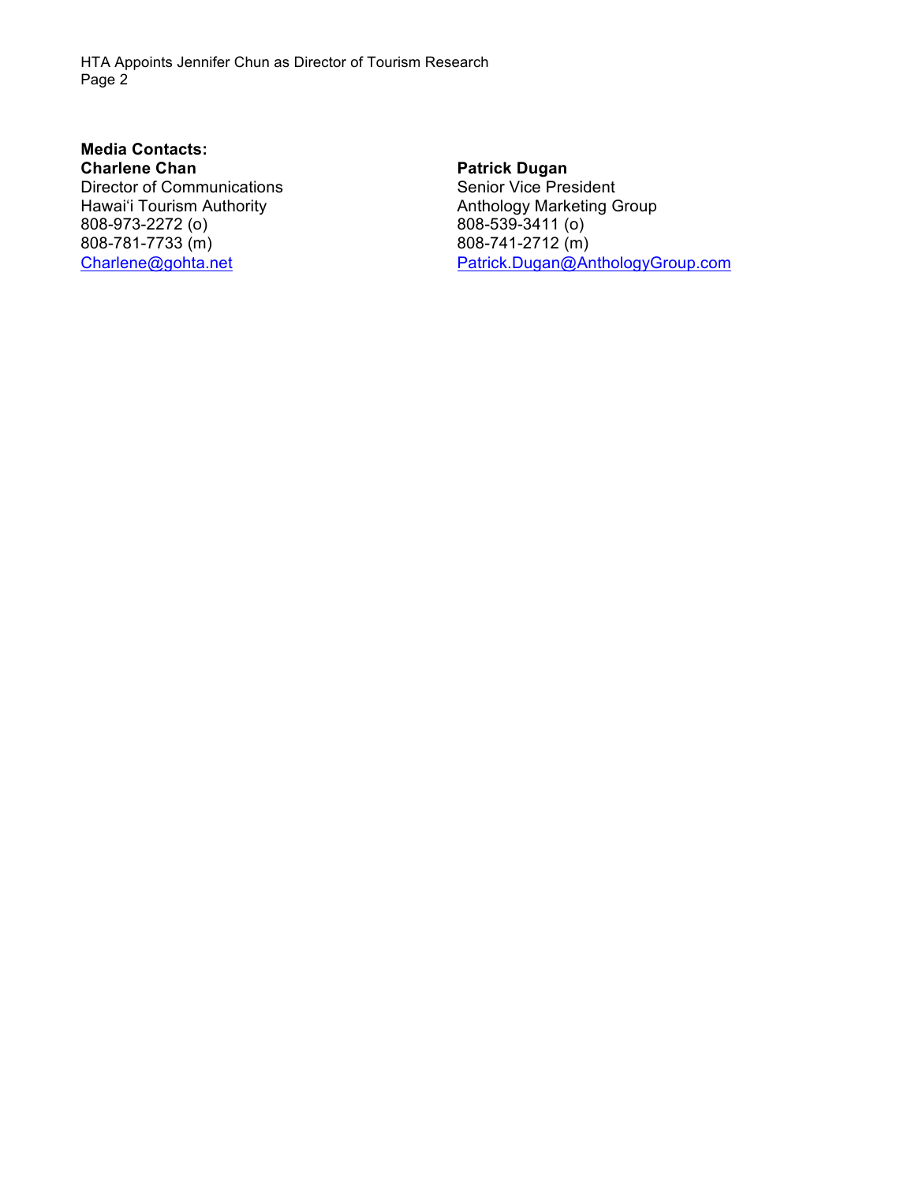**Media Contacts:**

**Charlene Chan**
Director of Communications
Hawai‘i Tourism Authority
808-973-2272 (o)
808-781-7733 (m)
Charlene@gohta.net

**Patrick Dugan**
Senior Vice President
Anthology Marketing Group
808-539-3411 (o)
808-741-2712 (m)
Patrick.Dugan@AnthologyGroup.com